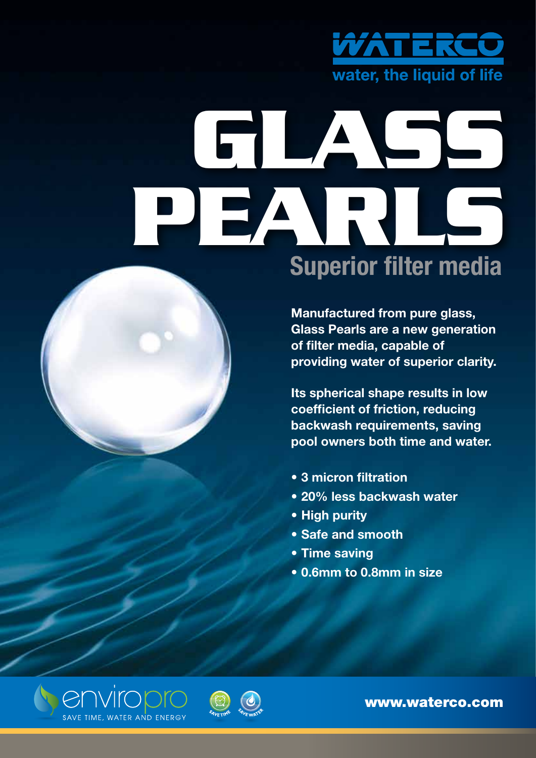WATERCO

water, the liquid of life

# GLASS PEARLS

## Superior filter media

**Manufactured from pure glass, Glass Pearls are a new generation of filter media, capable of providing water of superior clarity.**

**Its spherical shape results in low coefficient of friction, reducing backwash requirements, saving pool owners both time and water.**

- **3 micron filtration**
- **20% less backwash water**
- **High purity**
- **Safe and smooth**
- **Time saving**
- **0.6mm to 0.8mm in size**

enviropro

SAVE TIME, WATER AND ENERGY

SAVE TIME SAVE WATER

**www.waterco.com**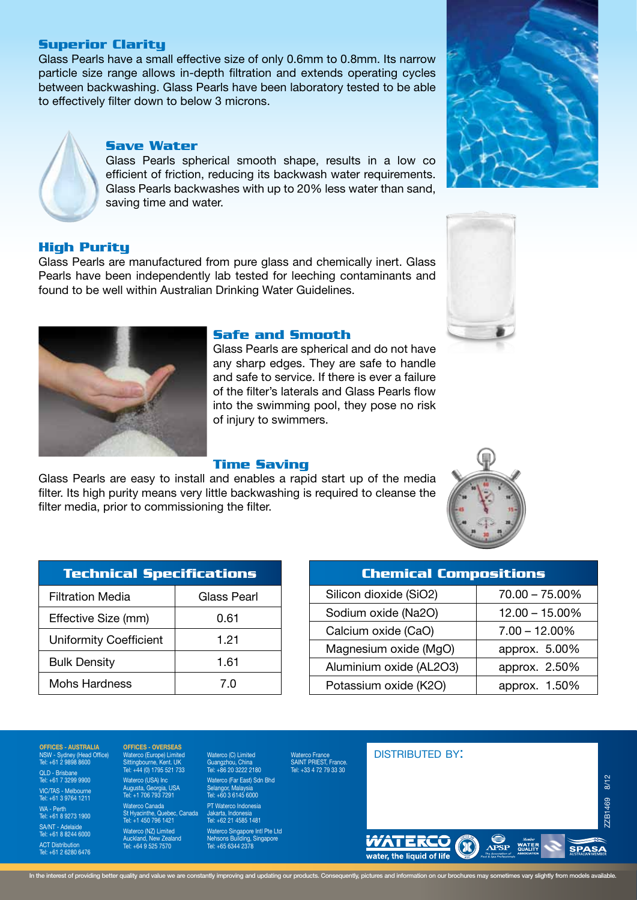## Superior Clarity

Glass Pearls have a small effective size of only 0.6mm to 0.8mm. Its narrow particle size range allows in-depth filtration and extends operating cycles between backwashing. Glass Pearls have been laboratory tested to be able to effectively filter down to below 3 microns.

## Save Water

Glass Pearls spherical smooth shape, results in a low co efficient of friction, reducing its backwash water requirements. Glass Pearls backwashes with up to 20% less water than sand, saving time and water.

## High Purity

Glass Pearls are manufactured from pure glass and chemically inert. Glass Pearls have been independently lab tested for leeching contaminants and found to be well within Australian Drinking Water Guidelines.

## Safe and Smooth

Glass Pearls are spherical and do not have any sharp edges. They are safe to handle and safe to service. If there is ever a failure of the filter's laterals and Glass Pearls flow into the swimming pool, they pose no risk of injury to swimmers.

## Time Saving

Glass Pearls are easy to install and enables a rapid start up of the media filter. Its high purity means very little backwashing is required to cleanse the filter media, prior to commissioning the filter.

| Technical Specifications | |
|---|---|
| Filtration Media | Glass Pearl |
| Effective Size (mm) | 0.61 |
| Uniformity Coefficient | 1.21 |
| Bulk Density | 1.61 |
| Mohs Hardness | 7.0 |

| Chemical Compositions | |
|---|---|
| Silicon dioxide ($SiO_2$) | 70.00 – 75.00% |
| Sodium oxide ($Na_2O$) | 12.00 – 15.00% |
| Calcium oxide (CaO) | 7.00 – 12.00% |
| Magnesium oxide (MgO) | approx. 5.00% |
| Aluminium oxide ($AL_2O_3$) | approx. 2.50% |
| Potassium oxide ($K_2O$) | approx. 1.50% |

**OFFICES - AUSTRALIA**

NSW - Sydney (Head Office)
Tel: +61 2 9898 8600

QLD - Brisbane
Tel: +61 7 3299 9900

VIC/TAS - Melbourne
Tel: +61 3 9764 1211

WA - Perth
Tel: +61 8 9273 1900

SA/NT - Adelaide
Tel: +61 8 8244 6000

ACT Distribution
Tel: +61 2 6280 6476

**OFFICES - OVERSEAS**

Waterco (Europe) Limited
Sittingbourne, Kent. UK
Tel: +44 (0) 1795 521 733

Waterco (USA) Inc
Augusta, Georgia, USA
Tel: +1 706 793 7291

Waterco Canada
St Hyacinthe, Quebec, Canada
Tel: +1 450 796 1421

Waterco (NZ) Limited
Auckland, New Zealand
Tel: +64 9 525 7570

Waterco (C) Limited
Guangzhou, China
Tel: +86 20 3222 2180

Waterco (Far East) Sdn Bhd
Selangor, Malaysia
Tel: +60 3 6145 6000

PT Waterco Indonesia
Jakarta, Indonesia
Tel: +62 21 4585 1481

Waterco Singapore Intl Pte Ltd
Nehsons Building, Singapore
Tel: +65 6344 2378

Waterco France
SAINT PRIEST, France.
Tel: +33 4 72 79 33 30

DISTRIBUTED BY:

WATERCO water, the liquid of life

ZZB1469 8/12

In the interest of providing better quality and value we are constantly improving and updating our products. Consequently, pictures and information on our brochures may sometimes vary slightly from models available.